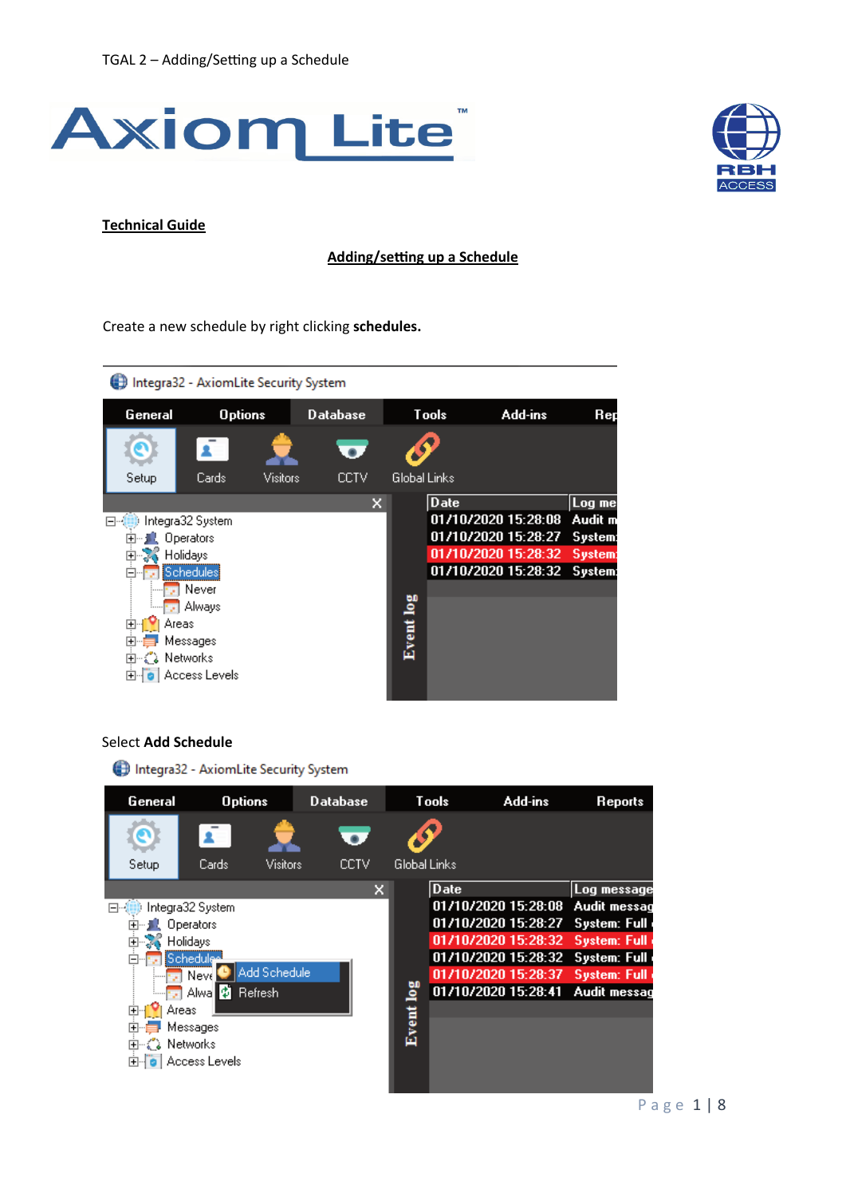**Technical Guide**

**Adding/setting up a Schedule**

Create a new schedule by right clicking **schedules.**

Select **Add Schedule**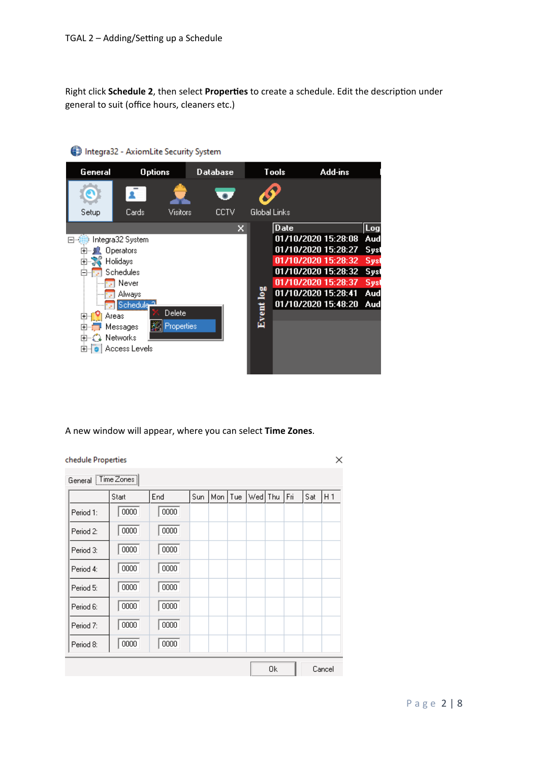TGAL 2 – Adding/Setting up a Schedule

Right click **Schedule 2**, then select **Properties** to create a schedule. Edit the description under general to suit (office hours, cleaners etc.)

A new window will appear, where you can select **Time Zones**.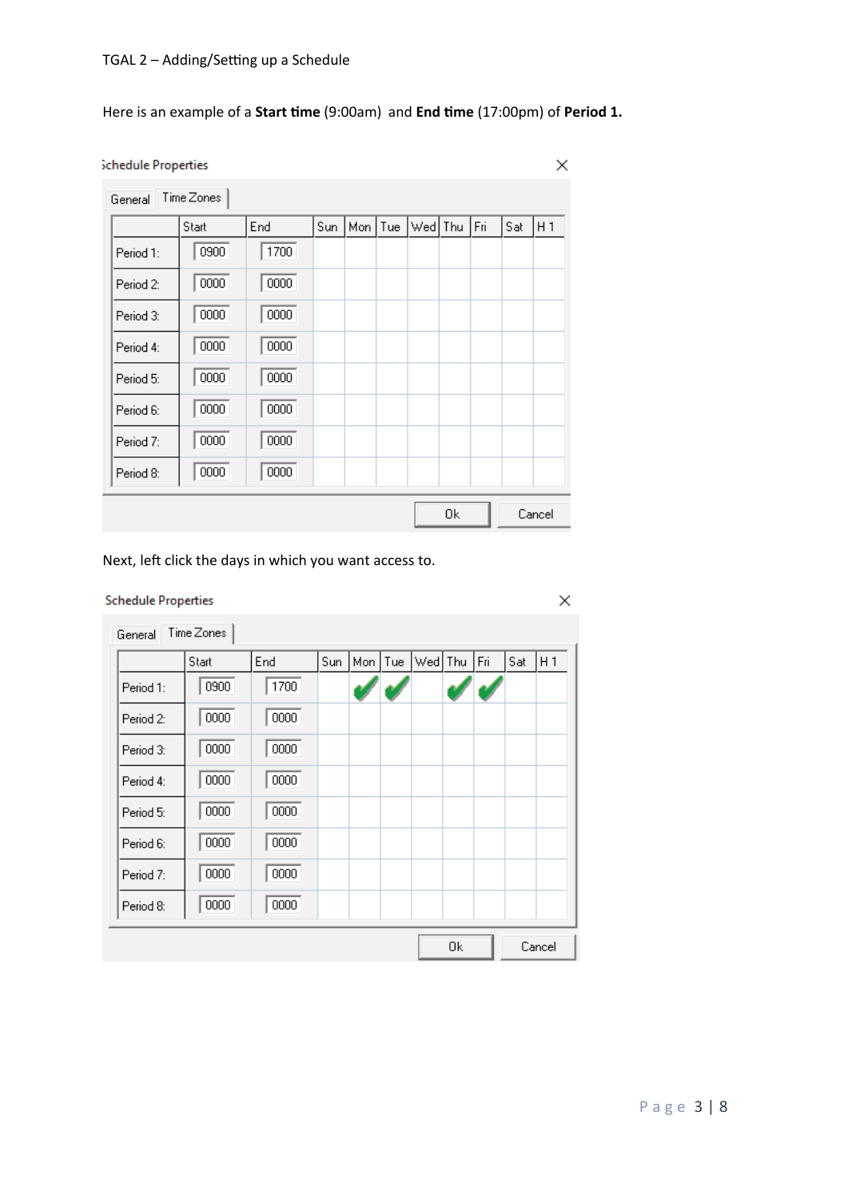Here is an example of a **Start time** (9:00am) and **End time** (17:00pm) of **Period 1.**

Schedule Properties

General | Time Zones

| | Start | End | Sun | Mon | Tue | Wed | Thu | Fri | Sat | H 1 |
|---|---|---|---|---|---|---|---|---|---|---|
| Period 1: | 0900 | 1700 | | | | | | | | |
| Period 2: | 0000 | 0000 | | | | | | | | |
| Period 3: | 0000 | 0000 | | | | | | | | |
| Period 4: | 0000 | 0000 | | | | | | | | |
| Period 5: | 0000 | 0000 | | | | | | | | |
| Period 6: | 0000 | 0000 | | | | | | | | |
| Period 7: | 0000 | 0000 | | | | | | | | |
| Period 8: | 0000 | 0000 | | | | | | | | |

Ok Cancel

Next, left click the days in which you want access to.

Schedule Properties

General | Time Zones

| | Start | End | Sun | Mon | Tue | Wed | Thu | Fri | Sat | H 1 |
|---|---|---|---|---|---|---|---|---|---|---|
| Period 1: | 0900 | 1700 | | ✔ | ✔ | | ✔ | ✔ | | |
| Period 2: | 0000 | 0000 | | | | | | | | |
| Period 3: | 0000 | 0000 | | | | | | | | |
| Period 4: | 0000 | 0000 | | | | | | | | |
| Period 5: | 0000 | 0000 | | | | | | | | |
| Period 6: | 0000 | 0000 | | | | | | | | |
| Period 7: | 0000 | 0000 | | | | | | | | |
| Period 8: | 0000 | 0000 | | | | | | | | |

Ok Cancel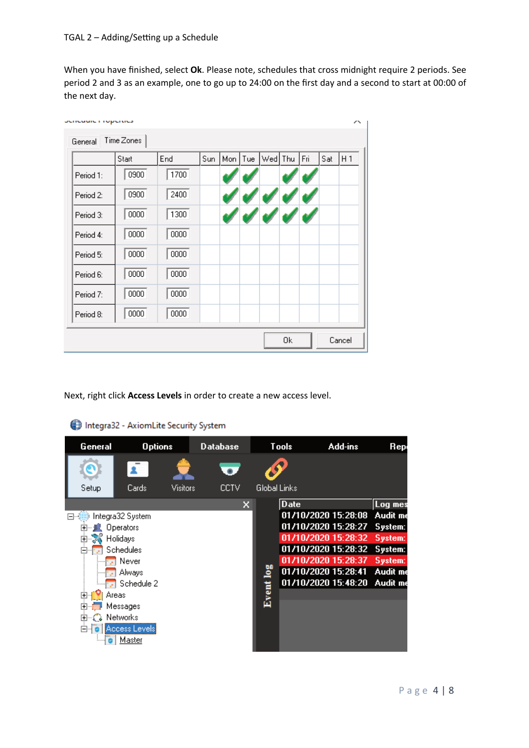TGAL 2 – Adding/Setting up a Schedule

When you have finished, select **Ok**. Please note, schedules that cross midnight require 2 periods. See period 2 and 3 as an example, one to go up to 24:00 on the first day and a second to start at 00:00 of the next day.

Next, right click **Access Levels** in order to create a new access level.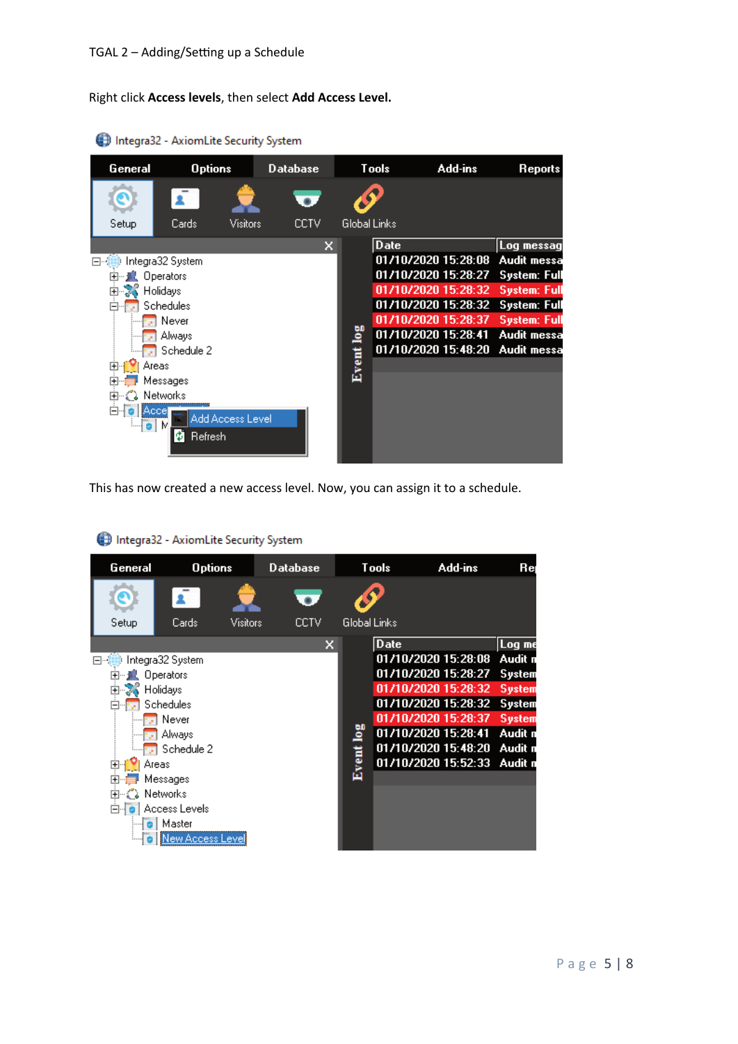TGAL 2 – Adding/Setting up a Schedule

Right click **Access levels**, then select **Add Access Level.**

This has now created a new access level. Now, you can assign it to a schedule.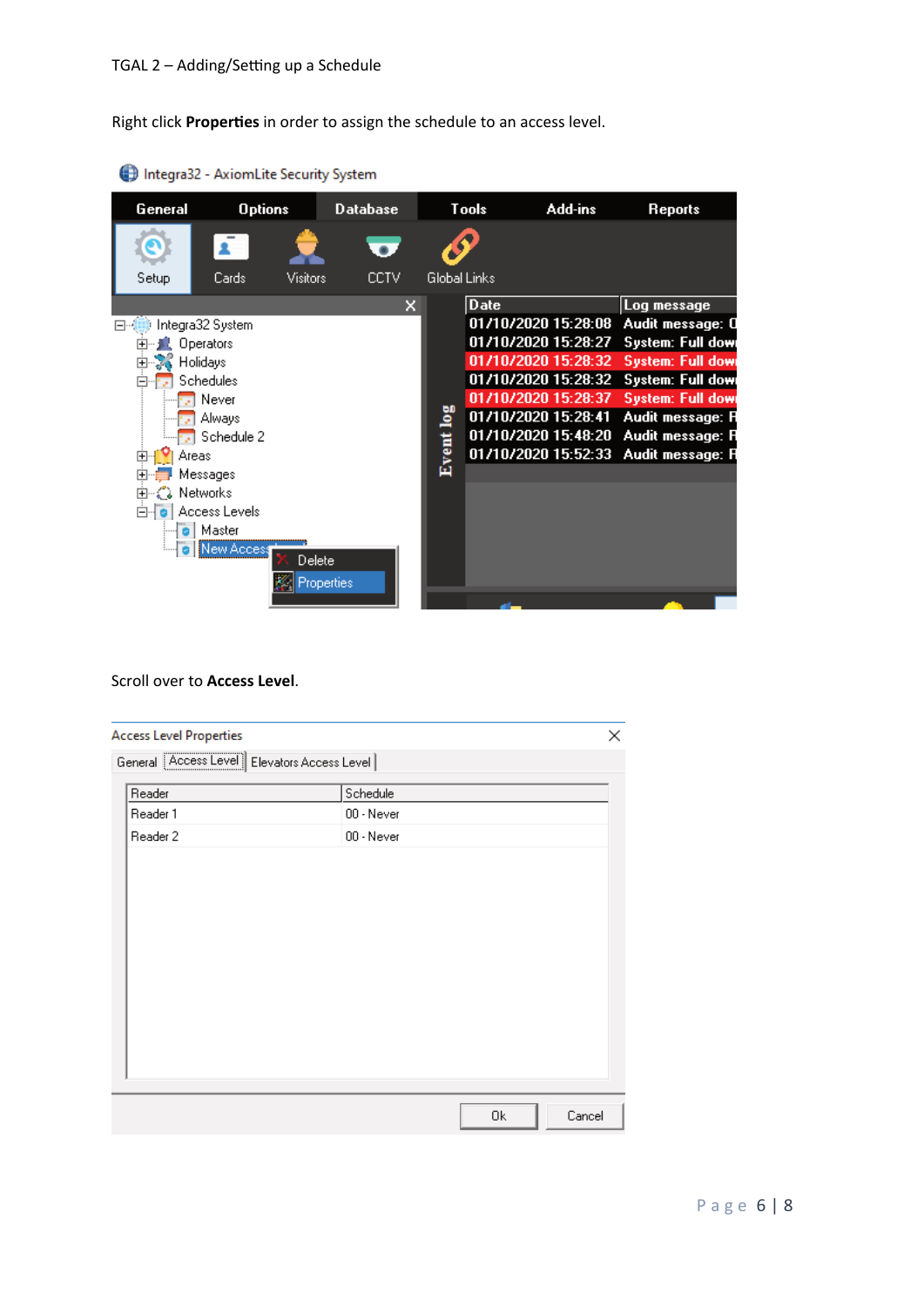TGAL 2 – Adding/Setting up a Schedule

Right click **Properties** in order to assign the schedule to an access level.

Scroll over to **Access Level**.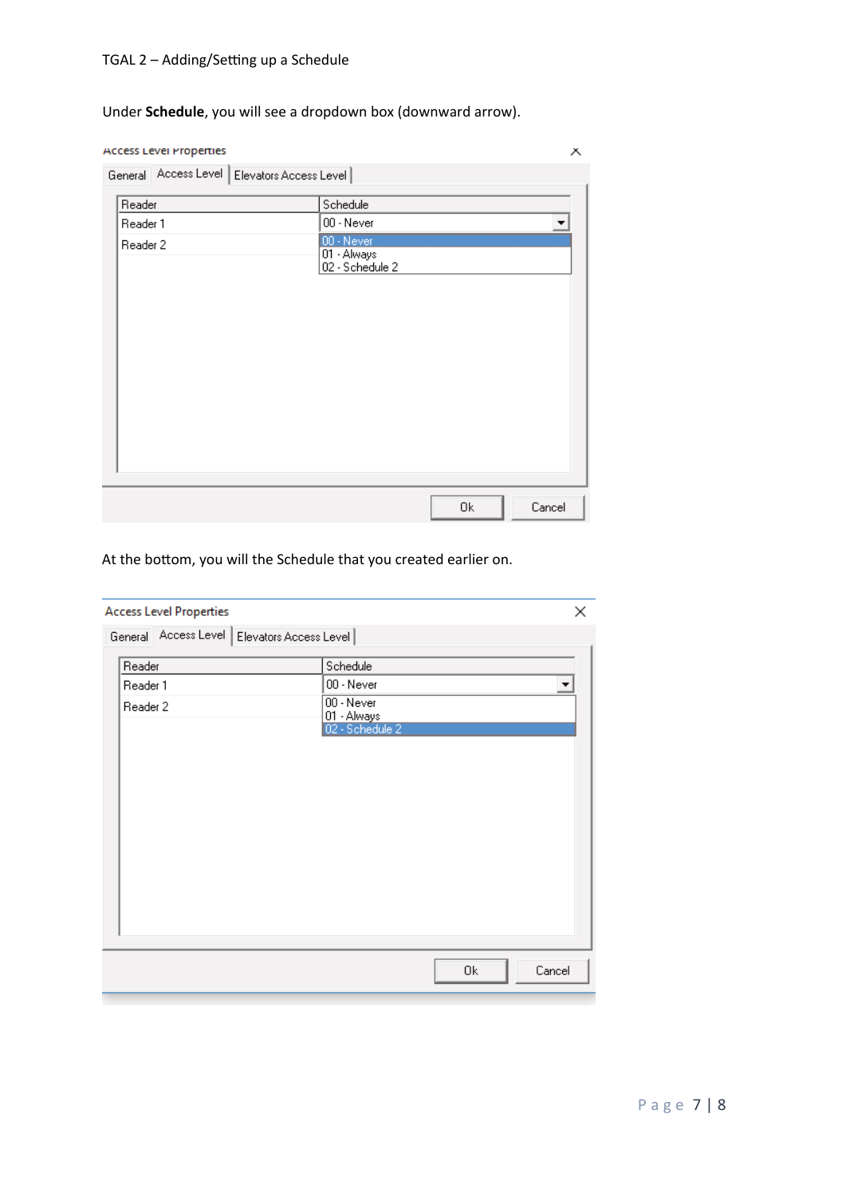Under **Schedule**, you will see a dropdown box (downward arrow).

At the bottom, you will the Schedule that you created earlier on.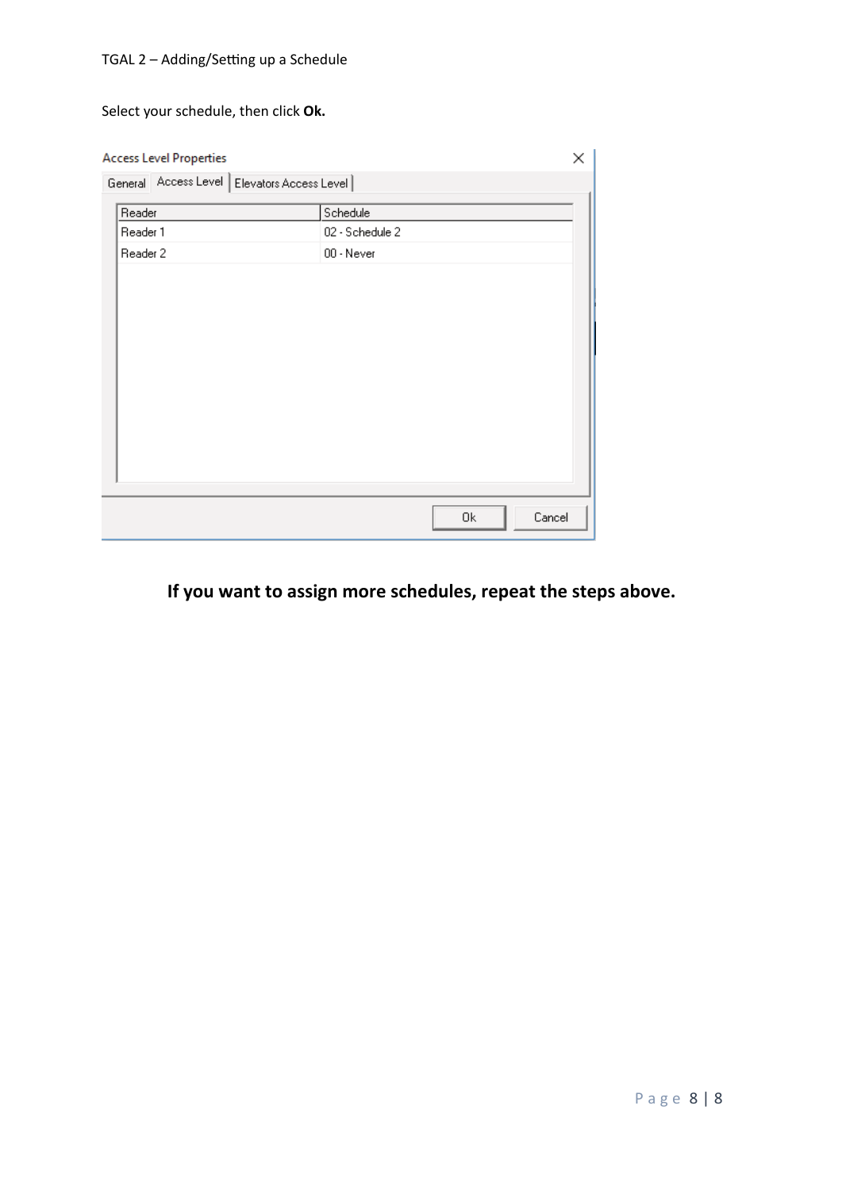Select your schedule, then click **Ok.**

Access Level Properties

General | Access Level | Elevators Access Level

| Reader | Schedule |
| --- | --- |
| Reader 1 | 02 - Schedule 2 |
| Reader 2 | 00 - Never |

Ok | Cancel

**If you want to assign more schedules, repeat the steps above.**